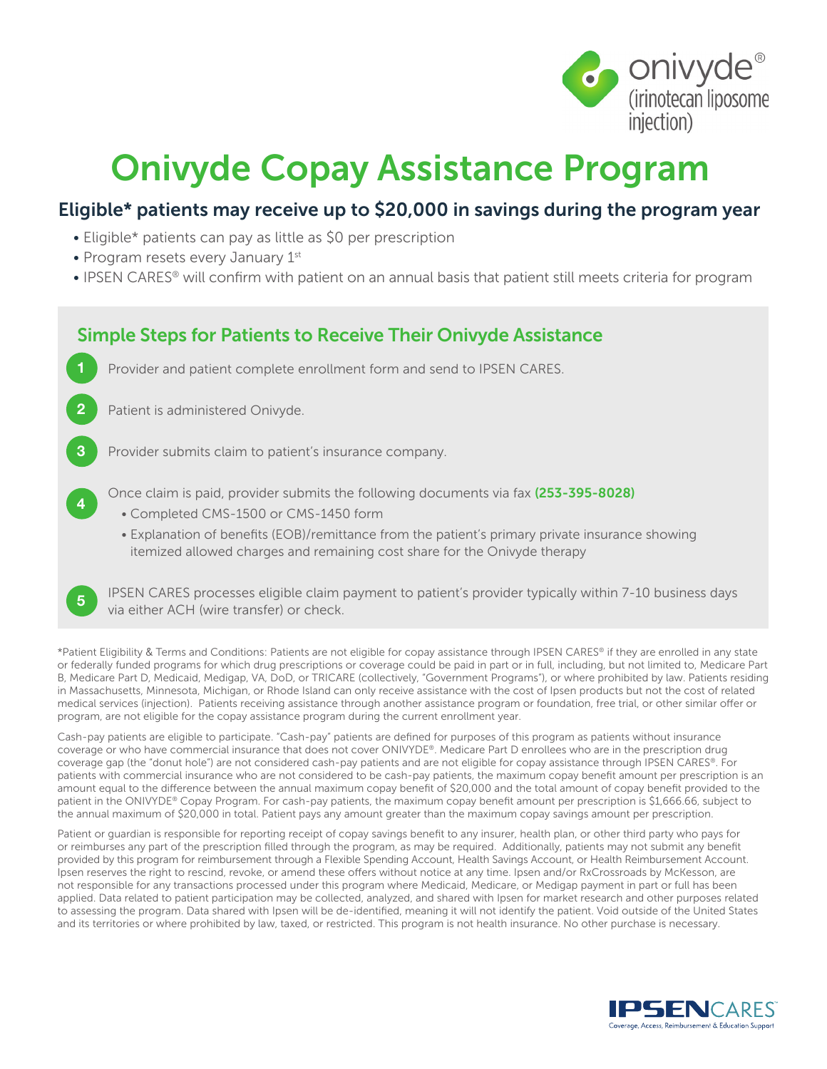onivyde®
(irinotecan liposome injection)

# Onivyde Copay Assistance Program

## Eligible* patients may receive up to $20,000 in savings during the program year

- Eligible* patients can pay as little as $0 per prescription
- Program resets every January 1st
- IPSEN CARES® will confirm with patient on an annual basis that patient still meets criteria for program

### Simple Steps for Patients to Receive Their Onivyde Assistance

1. Provider and patient complete enrollment form and send to IPSEN CARES.
2. Patient is administered Onivyde.
3. Provider submits claim to patient's insurance company.
4. Once claim is paid, provider submits the following documents via fax **(253-395-8028)**
   - Completed CMS-1500 or CMS-1450 form
   - Explanation of benefits (EOB)/remittance from the patient's primary private insurance showing itemized allowed charges and remaining cost share for the Onivyde therapy
5. IPSEN CARES processes eligible claim payment to patient's provider typically within 7-10 business days via either ACH (wire transfer) or check.

*Patient Eligibility & Terms and Conditions: Patients are not eligible for copay assistance through IPSEN CARES® if they are enrolled in any state or federally funded programs for which drug prescriptions or coverage could be paid in part or in full, including, but not limited to, Medicare Part B, Medicare Part D, Medicaid, Medigap, VA, DoD, or TRICARE (collectively, "Government Programs"), or where prohibited by law. Patients residing in Massachusetts, Minnesota, Michigan, or Rhode Island can only receive assistance with the cost of Ipsen products but not the cost of related medical services (injection). Patients receiving assistance through another assistance program or foundation, free trial, or other similar offer or program, are not eligible for the copay assistance program during the current enrollment year.

Cash-pay patients are eligible to participate. "Cash-pay" patients are defined for purposes of this program as patients without insurance coverage or who have commercial insurance that does not cover ONIVYDE®. Medicare Part D enrollees who are in the prescription drug coverage gap (the "donut hole") are not considered cash-pay patients and are not eligible for copay assistance through IPSEN CARES®. For patients with commercial insurance who are not considered to be cash-pay patients, the maximum copay benefit amount per prescription is an amount equal to the difference between the annual maximum copay benefit of $20,000 and the total amount of copay benefit provided to the patient in the ONIVYDE® Copay Program. For cash-pay patients, the maximum copay benefit amount per prescription is $1,666.66, subject to the annual maximum of $20,000 in total. Patient pays any amount greater than the maximum copay savings amount per prescription.

Patient or guardian is responsible for reporting receipt of copay savings benefit to any insurer, health plan, or other third party who pays for or reimburses any part of the prescription filled through the program, as may be required. Additionally, patients may not submit any benefit provided by this program for reimbursement through a Flexible Spending Account, Health Savings Account, or Health Reimbursement Account. Ipsen reserves the right to rescind, revoke, or amend these offers without notice at any time. Ipsen and/or RxCrossroads by McKesson, are not responsible for any transactions processed under this program where Medicaid, Medicare, or Medigap payment in part or full has been applied. Data related to patient participation may be collected, analyzed, and shared with Ipsen for market research and other purposes related to assessing the program. Data shared with Ipsen will be de-identified, meaning it will not identify the patient. Void outside of the United States and its territories or where prohibited by law, taxed, or restricted. This program is not health insurance. No other purchase is necessary.

IPSENCARES™
Coverage, Access, Reimbursement & Education Support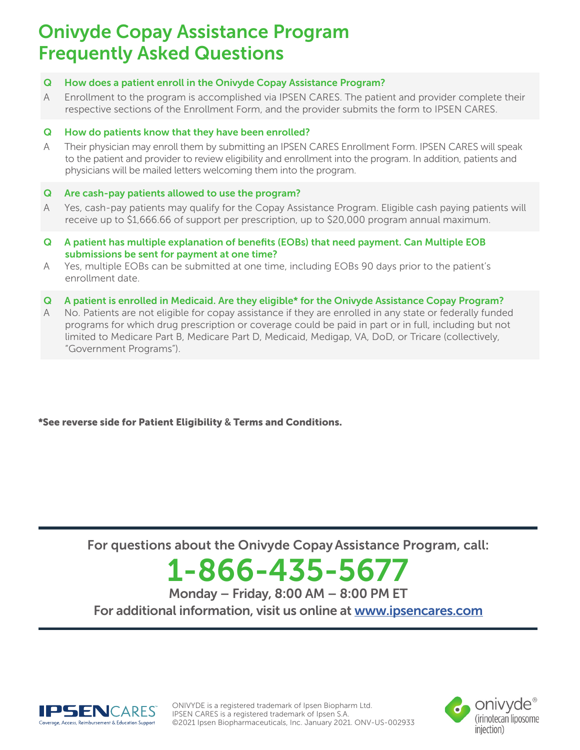# Onivyde Copay Assistance Program Frequently Asked Questions

**Q How does a patient enroll in the Onivyde Copay Assistance Program?**

A Enrollment to the program is accomplished via IPSEN CARES. The patient and provider complete their respective sections of the Enrollment Form, and the provider submits the form to IPSEN CARES.

**Q How do patients know that they have been enrolled?**

A Their physician may enroll them by submitting an IPSEN CARES Enrollment Form. IPSEN CARES will speak to the patient and provider to review eligibility and enrollment into the program. In addition, patients and physicians will be mailed letters welcoming them into the program.

**Q Are cash-pay patients allowed to use the program?**

A Yes, cash-pay patients may qualify for the Copay Assistance Program. Eligible cash paying patients will receive up to $1,666.66 of support per prescription, up to $20,000 program annual maximum.

**Q A patient has multiple explanation of benefits (EOBs) that need payment. Can Multiple EOB submissions be sent for payment at one time?**

A Yes, multiple EOBs can be submitted at one time, including EOBs 90 days prior to the patient's enrollment date.

**Q A patient is enrolled in Medicaid. Are they eligible* for the Onivyde Assistance Copay Program?**

A No. Patients are not eligible for copay assistance if they are enrolled in any state or federally funded programs for which drug prescription or coverage could be paid in part or in full, including but not limited to Medicare Part B, Medicare Part D, Medicaid, Medigap, VA, DoD, or Tricare (collectively, "Government Programs").

**\*See reverse side for Patient Eligibility & Terms and Conditions.**

For questions about the Onivyde Copay Assistance Program, call:

## 1-866-435-5677

Monday – Friday, 8:00 AM – 8:00 PM ET

For additional information, visit us online at www.ipsencares.com

IPSENCARES
Coverage, Access, Reimbursement & Education Support

ONIVYDE is a registered trademark of Ipsen Biopharm Ltd.
IPSEN CARES is a registered trademark of Ipsen S.A.
©2021 Ipsen Biopharmaceuticals, Inc. January 2021. ONV-US-002933

onivyde® (irinotecan liposome injection)